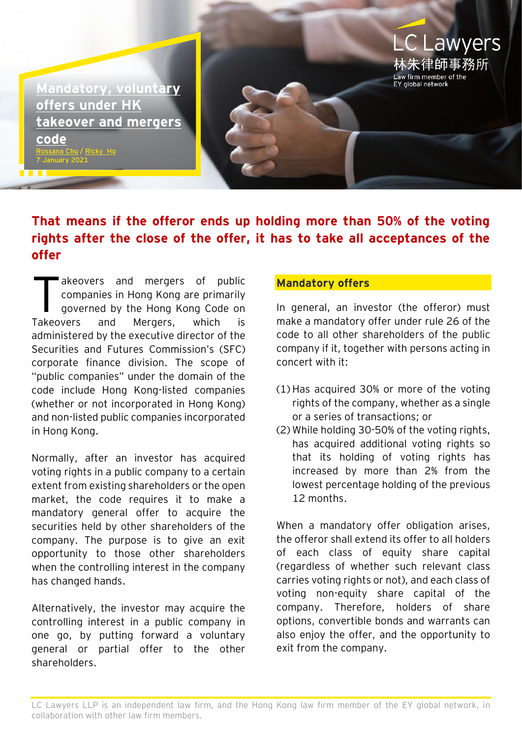# Mandatory, voluntary offers under HK takeover and mergers code

Rossana Chu / Ricky Ho
7 January 2021

LC Lawyers
林朱律師事務所
Law firm member of the EY global network

**That means if the offeror ends up holding more than 50% of the voting rights after the close of the offer, it has to take all acceptances of the offer**

Takeovers and mergers of public companies in Hong Kong are primarily governed by the Hong Kong Code on Takeovers and Mergers, which is administered by the executive director of the Securities and Futures Commission's (SFC) corporate finance division. The scope of "public companies" under the domain of the code include Hong Kong-listed companies (whether or not incorporated in Hong Kong) and non-listed public companies incorporated in Hong Kong.

Normally, after an investor has acquired voting rights in a public company to a certain extent from existing shareholders or the open market, the code requires it to make a mandatory general offer to acquire the securities held by other shareholders of the company. The purpose is to give an exit opportunity to those other shareholders when the controlling interest in the company has changed hands.

Alternatively, the investor may acquire the controlling interest in a public company in one go, by putting forward a voluntary general or partial offer to the other shareholders.

## Mandatory offers

In general, an investor (the offeror) must make a mandatory offer under rule 26 of the code to all other shareholders of the public company if it, together with persons acting in concert with it:

(1) Has acquired 30% or more of the voting rights of the company, whether as a single or a series of transactions; or
(2) While holding 30-50% of the voting rights, has acquired additional voting rights so that its holding of voting rights has increased by more than 2% from the lowest percentage holding of the previous 12 months.

When a mandatory offer obligation arises, the offeror shall extend its offer to all holders of each class of equity share capital (regardless of whether such relevant class carries voting rights or not), and each class of voting non-equity share capital of the company. Therefore, holders of share options, convertible bonds and warrants can also enjoy the offer, and the opportunity to exit from the company.

LC Lawyers LLP is an independent law firm, and the Hong Kong law firm member of the EY global network, in collaboration with other law firm members.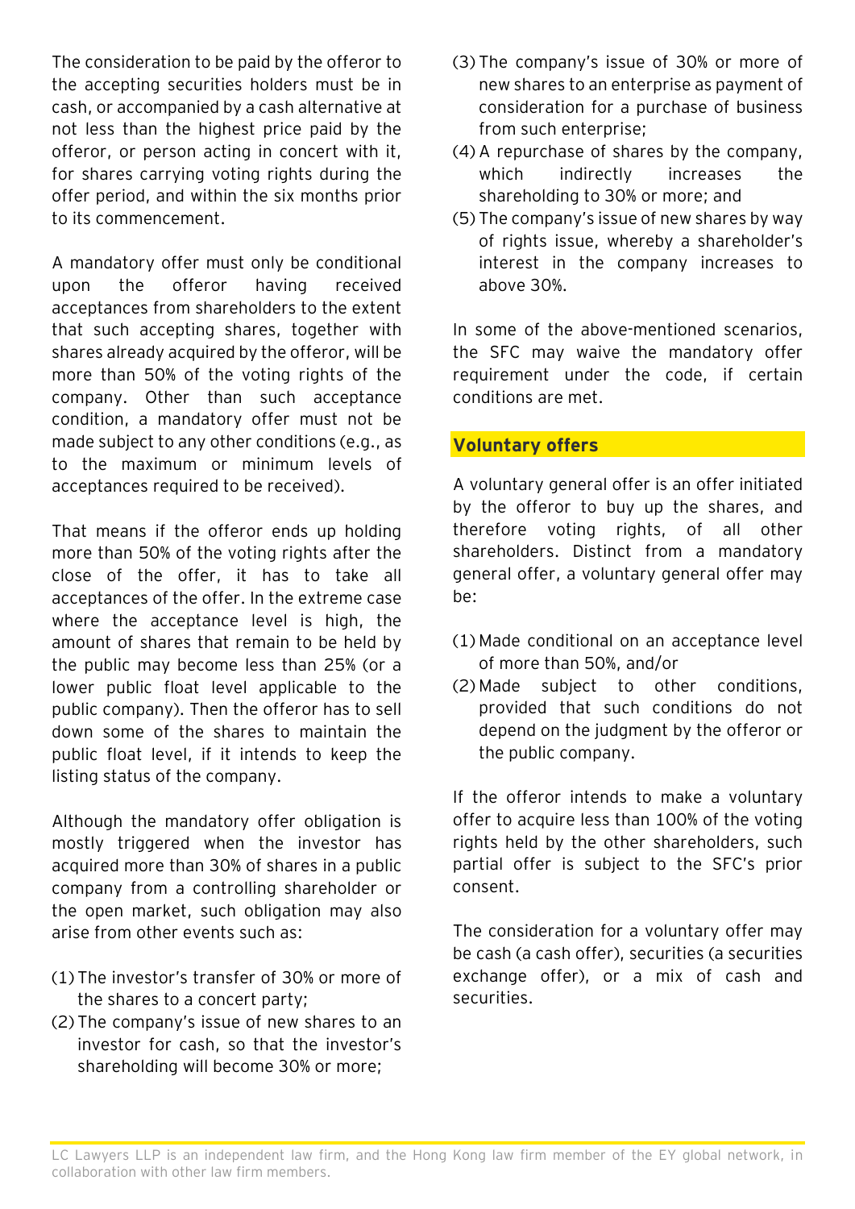The consideration to be paid by the offeror to the accepting securities holders must be in cash, or accompanied by a cash alternative at not less than the highest price paid by the offeror, or person acting in concert with it, for shares carrying voting rights during the offer period, and within the six months prior to its commencement.

A mandatory offer must only be conditional upon the offeror having received acceptances from shareholders to the extent that such accepting shares, together with shares already acquired by the offeror, will be more than 50% of the voting rights of the company. Other than such acceptance condition, a mandatory offer must not be made subject to any other conditions (e.g., as to the maximum or minimum levels of acceptances required to be received).

That means if the offeror ends up holding more than 50% of the voting rights after the close of the offer, it has to take all acceptances of the offer. In the extreme case where the acceptance level is high, the amount of shares that remain to be held by the public may become less than 25% (or a lower public float level applicable to the public company). Then the offeror has to sell down some of the shares to maintain the public float level, if it intends to keep the listing status of the company.

Although the mandatory offer obligation is mostly triggered when the investor has acquired more than 30% of shares in a public company from a controlling shareholder or the open market, such obligation may also arise from other events such as:

(1) The investor's transfer of 30% or more of the shares to a concert party;
(2) The company's issue of new shares to an investor for cash, so that the investor's shareholding will become 30% or more;
(3) The company's issue of 30% or more of new shares to an enterprise as payment of consideration for a purchase of business from such enterprise;
(4) A repurchase of shares by the company, which indirectly increases the shareholding to 30% or more; and
(5) The company's issue of new shares by way of rights issue, whereby a shareholder's interest in the company increases to above 30%.

In some of the above-mentioned scenarios, the SFC may waive the mandatory offer requirement under the code, if certain conditions are met.

## Voluntary offers

A voluntary general offer is an offer initiated by the offeror to buy up the shares, and therefore voting rights, of all other shareholders. Distinct from a mandatory general offer, a voluntary general offer may be:

(1) Made conditional on an acceptance level of more than 50%, and/or
(2) Made subject to other conditions, provided that such conditions do not depend on the judgment by the offeror or the public company.

If the offeror intends to make a voluntary offer to acquire less than 100% of the voting rights held by the other shareholders, such partial offer is subject to the SFC's prior consent.

The consideration for a voluntary offer may be cash (a cash offer), securities (a securities exchange offer), or a mix of cash and securities.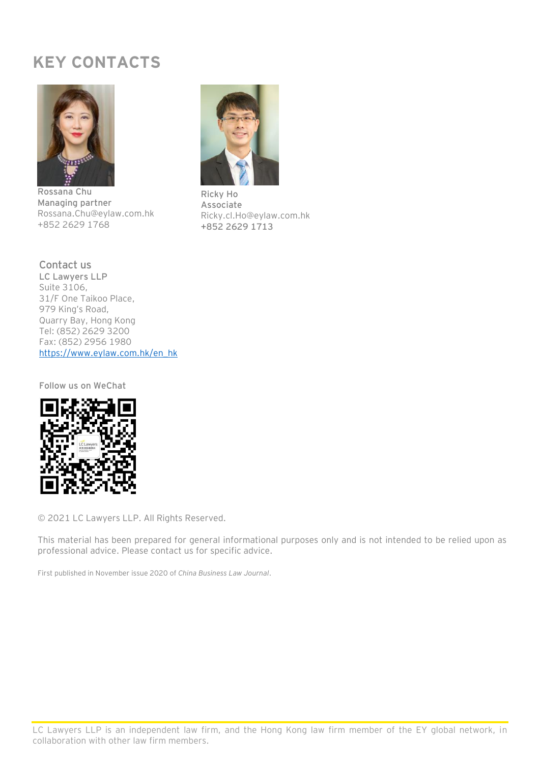## KEY CONTACTS

Rossana Chu
Managing partner
Rossana.Chu@eylaw.com.hk
+852 2629 1768

Ricky Ho
Associate
Ricky.cl.Ho@eylaw.com.hk
+852 2629 1713

Contact us
LC Lawyers LLP
Suite 3106,
31/F One Taikoo Place,
979 King's Road,
Quarry Bay, Hong Kong
Tel: (852) 2629 3200
Fax: (852) 2956 1980
[https://www.eylaw.com.hk/en_hk](https://www.eylaw.com.hk/en_hk)

Follow us on WeChat

© 2021 LC Lawyers LLP. All Rights Reserved.

This material has been prepared for general informational purposes only and is not intended to be relied upon as professional advice. Please contact us for specific advice.

First published in November issue 2020 of *China Business Law Journal*.

LC Lawyers LLP is an independent law firm, and the Hong Kong law firm member of the EY global network, in collaboration with other law firm members.